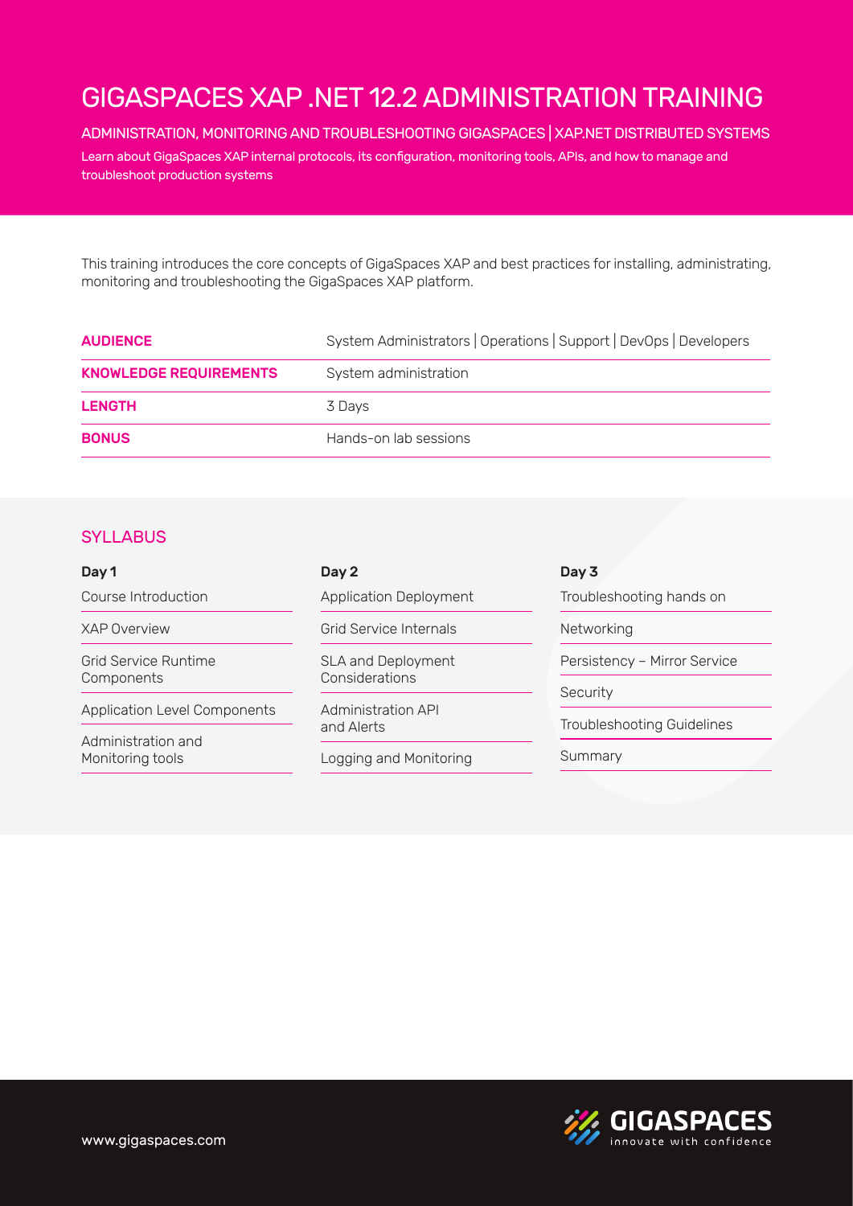# GIGASPACES XAP .NET 12.2 ADMINISTRATION TRAINING

## ADMINISTRATION, MONITORING AND TROUBLESHOOTING GIGASPACES | XAP.NET DISTRIBUTED SYSTEMS

Learn about GigaSpaces XAP internal protocols, its configuration, monitoring tools, APIs, and how to manage and troubleshoot production systems

This training introduces the core concepts of GigaSpaces XAP and best practices for installing, administrating, monitoring and troubleshooting the GigaSpaces XAP platform.

| | |
|---|---|
| **AUDIENCE** | System Administrators \| Operations \| Support \| DevOps \| Developers |
| **KNOWLEDGE REQUIREMENTS** | System administration |
| **LENGTH** | 3 Days |
| **BONUS** | Hands-on lab sessions |

## SYLLABUS

**Day 1**

- Course Introduction
- XAP Overview
- Grid Service Runtime Components
- Application Level Components
- Administration and Monitoring tools

**Day 2**

- Application Deployment
- Grid Service Internals
- SLA and Deployment Considerations
- Administration API and Alerts
- Logging and Monitoring

**Day 3**

- Troubleshooting hands on
- Networking
- Persistency – Mirror Service
- Security
- Troubleshooting Guidelines
- Summary

www.gigaspaces.com

GIGASPACES innovate with confidence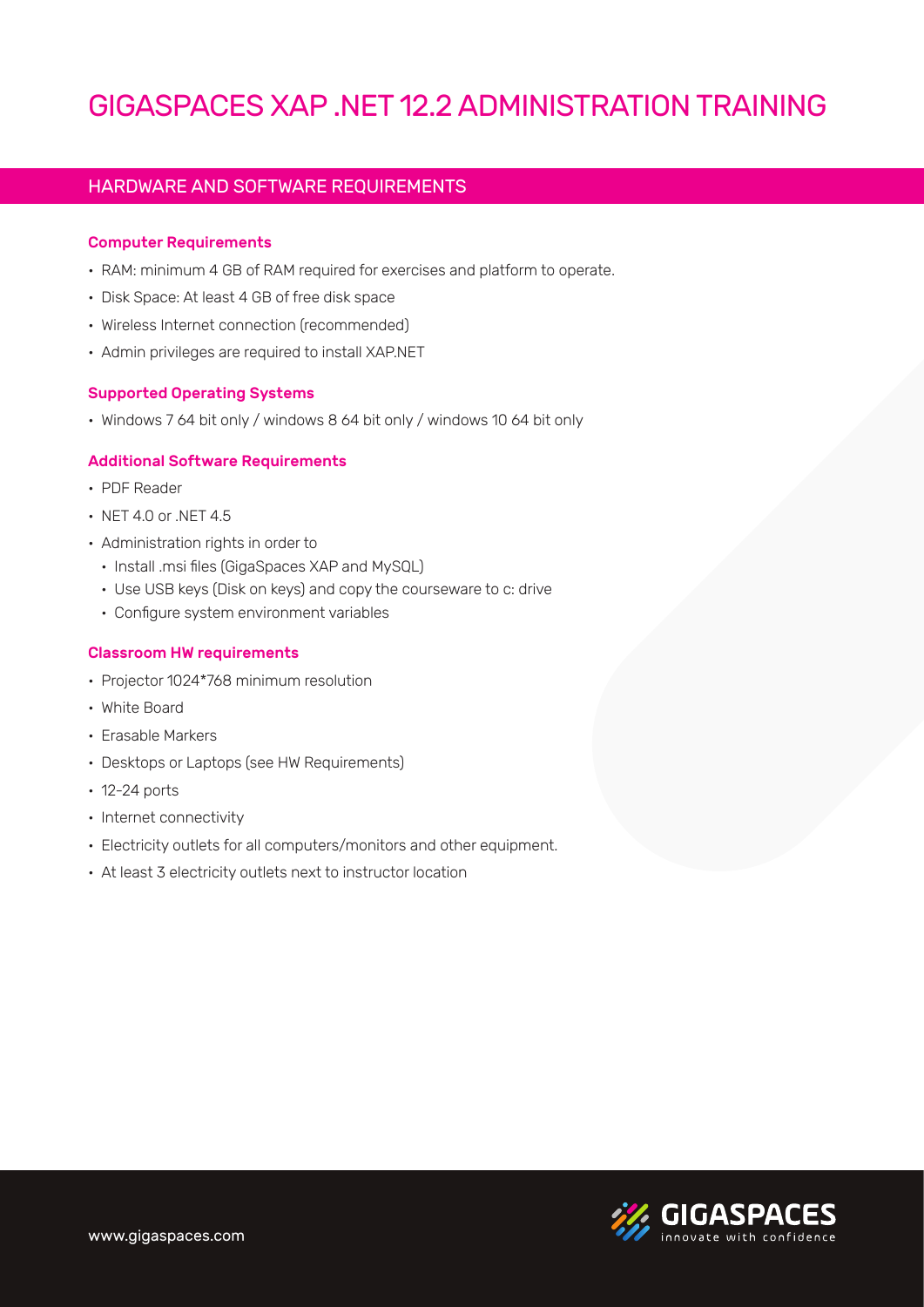# GIGASPACES XAP .NET 12.2 ADMINISTRATION TRAINING

## HARDWARE AND SOFTWARE REQUIREMENTS

### Computer Requirements

- RAM: minimum 4 GB of RAM required for exercises and platform to operate.
- Disk Space: At least 4 GB of free disk space
- Wireless Internet connection (recommended)
- Admin privileges are required to install XAP.NET

### Supported Operating Systems

- Windows 7 64 bit only / windows 8 64 bit only / windows 10 64 bit only

### Additional Software Requirements

- PDF Reader
- NET 4.0 or .NET 4.5
- Administration rights in order to
  - Install .msi files (GigaSpaces XAP and MySQL)
  - Use USB keys (Disk on keys) and copy the courseware to c: drive
  - Configure system environment variables

### Classroom HW requirements

- Projector 1024*768 minimum resolution
- White Board
- Erasable Markers
- Desktops or Laptops (see HW Requirements)
- 12-24 ports
- Internet connectivity
- Electricity outlets for all computers/monitors and other equipment.
- At least 3 electricity outlets next to instructor location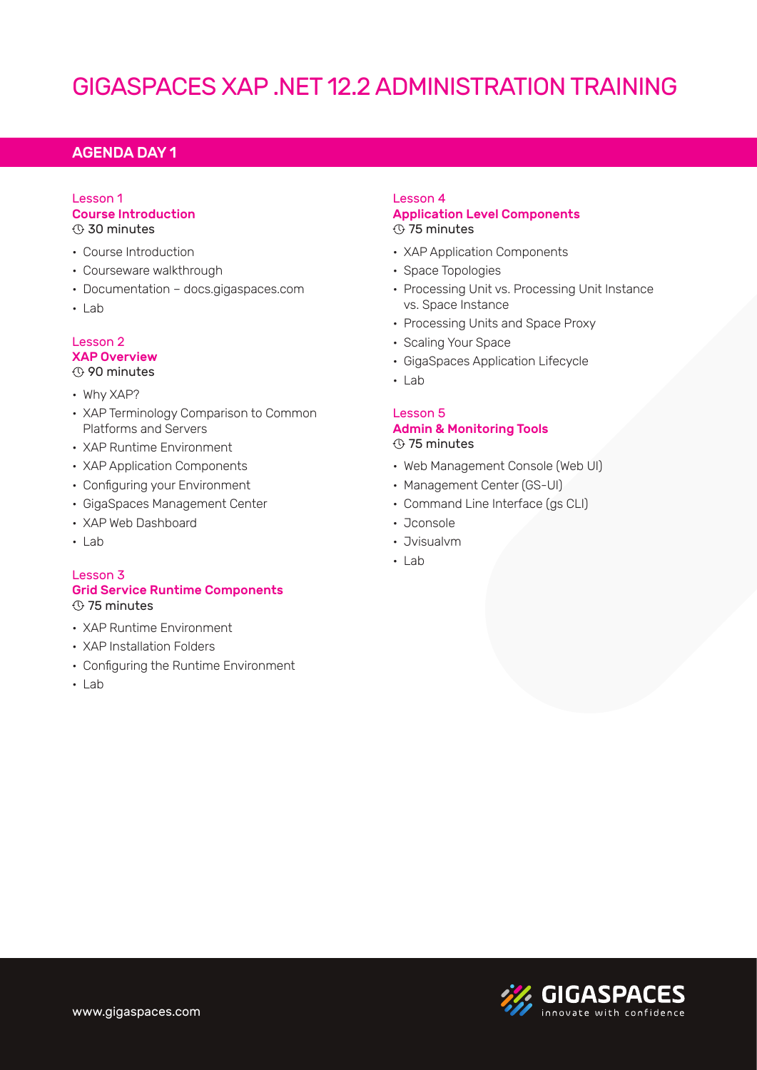# GIGASPACES XAP .NET 12.2 ADMINISTRATION TRAINING

## AGENDA DAY 1

Lesson 1
### Course Introduction
30 minutes

- Course Introduction
- Courseware walkthrough
- Documentation – docs.gigaspaces.com
- Lab

Lesson 2
### XAP Overview
90 minutes

- Why XAP?
- XAP Terminology Comparison to Common Platforms and Servers
- XAP Runtime Environment
- XAP Application Components
- Configuring your Environment
- GigaSpaces Management Center
- XAP Web Dashboard
- Lab

Lesson 3
### Grid Service Runtime Components
75 minutes

- XAP Runtime Environment
- XAP Installation Folders
- Configuring the Runtime Environment
- Lab

Lesson 4
### Application Level Components
75 minutes

- XAP Application Components
- Space Topologies
- Processing Unit vs. Processing Unit Instance vs. Space Instance
- Processing Units and Space Proxy
- Scaling Your Space
- GigaSpaces Application Lifecycle
- Lab

Lesson 5
### Admin & Monitoring Tools
75 minutes

- Web Management Console (Web UI)
- Management Center (GS-UI)
- Command Line Interface (gs CLI)
- Jconsole
- Jvisualvm
- Lab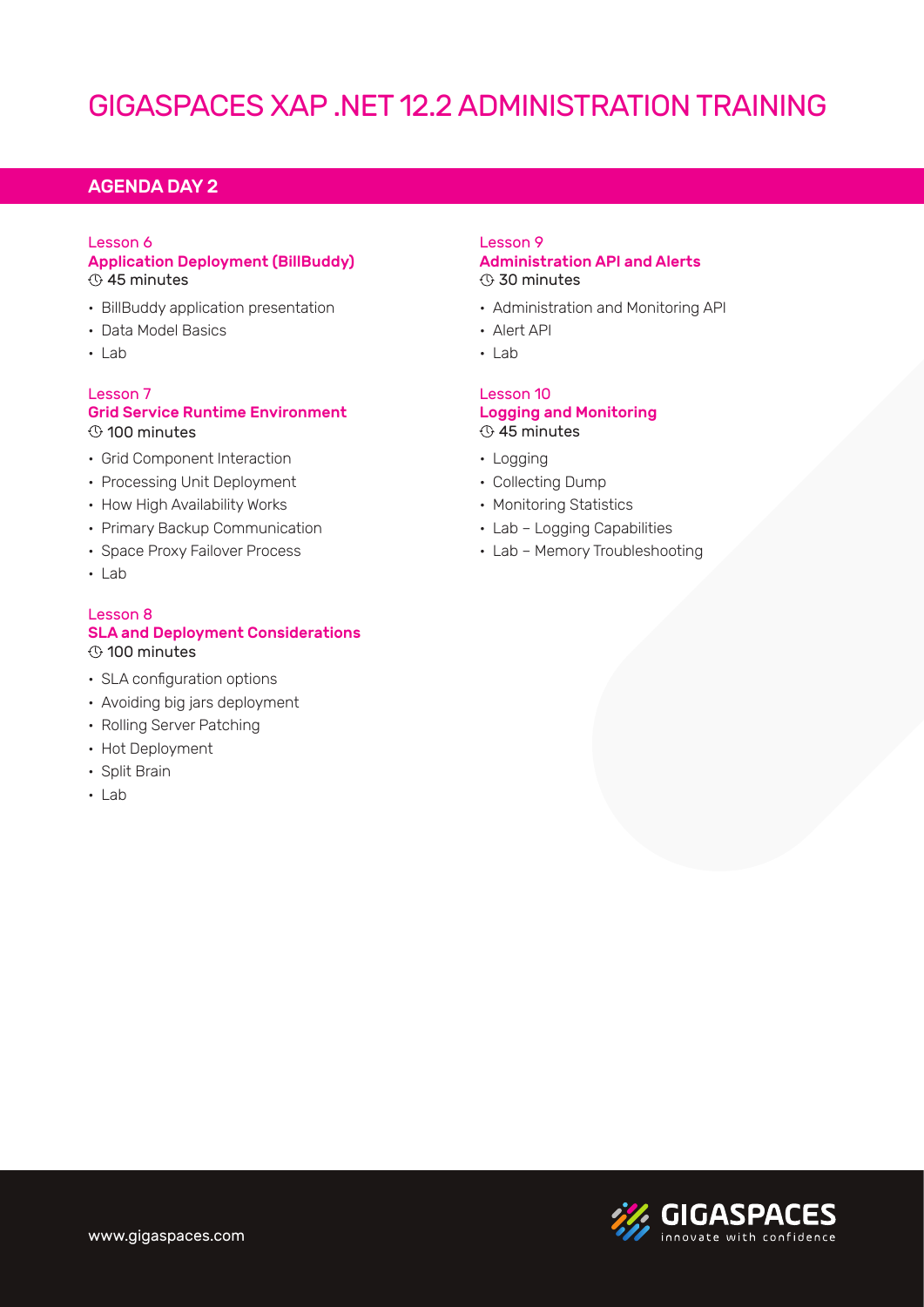# GIGASPACES XAP .NET 12.2 ADMINISTRATION TRAINING

## AGENDA DAY 2

Lesson 6
**Application Deployment (BillBuddy)**
45 minutes

- BillBuddy application presentation
- Data Model Basics
- Lab

Lesson 7
**Grid Service Runtime Environment**
100 minutes

- Grid Component Interaction
- Processing Unit Deployment
- How High Availability Works
- Primary Backup Communication
- Space Proxy Failover Process
- Lab

Lesson 8
**SLA and Deployment Considerations**
100 minutes

- SLA configuration options
- Avoiding big jars deployment
- Rolling Server Patching
- Hot Deployment
- Split Brain
- Lab

Lesson 9
**Administration API and Alerts**
30 minutes

- Administration and Monitoring API
- Alert API
- Lab

Lesson 10
**Logging and Monitoring**
45 minutes

- Logging
- Collecting Dump
- Monitoring Statistics
- Lab – Logging Capabilities
- Lab – Memory Troubleshooting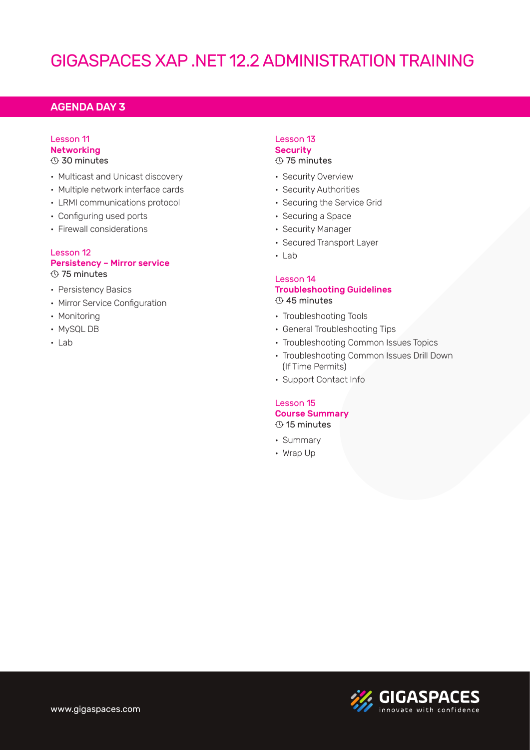# GIGASPACES XAP .NET 12.2 ADMINISTRATION TRAINING

## AGENDA DAY 3

### Lesson 11
**Networking**
30 minutes

- Multicast and Unicast discovery
- Multiple network interface cards
- LRMI communications protocol
- Configuring used ports
- Firewall considerations

### Lesson 12
**Persistency – Mirror service**
75 minutes

- Persistency Basics
- Mirror Service Configuration
- Monitoring
- MySQL DB
- Lab

### Lesson 13
**Security**
75 minutes

- Security Overview
- Security Authorities
- Securing the Service Grid
- Securing a Space
- Security Manager
- Secured Transport Layer
- Lab

### Lesson 14
**Troubleshooting Guidelines**
45 minutes

- Troubleshooting Tools
- General Troubleshooting Tips
- Troubleshooting Common Issues Topics
- Troubleshooting Common Issues Drill Down (If Time Permits)
- Support Contact Info

### Lesson 15
**Course Summary**
15 minutes

- Summary
- Wrap Up

www.gigaspaces.com

GIGASPACES innovate with confidence